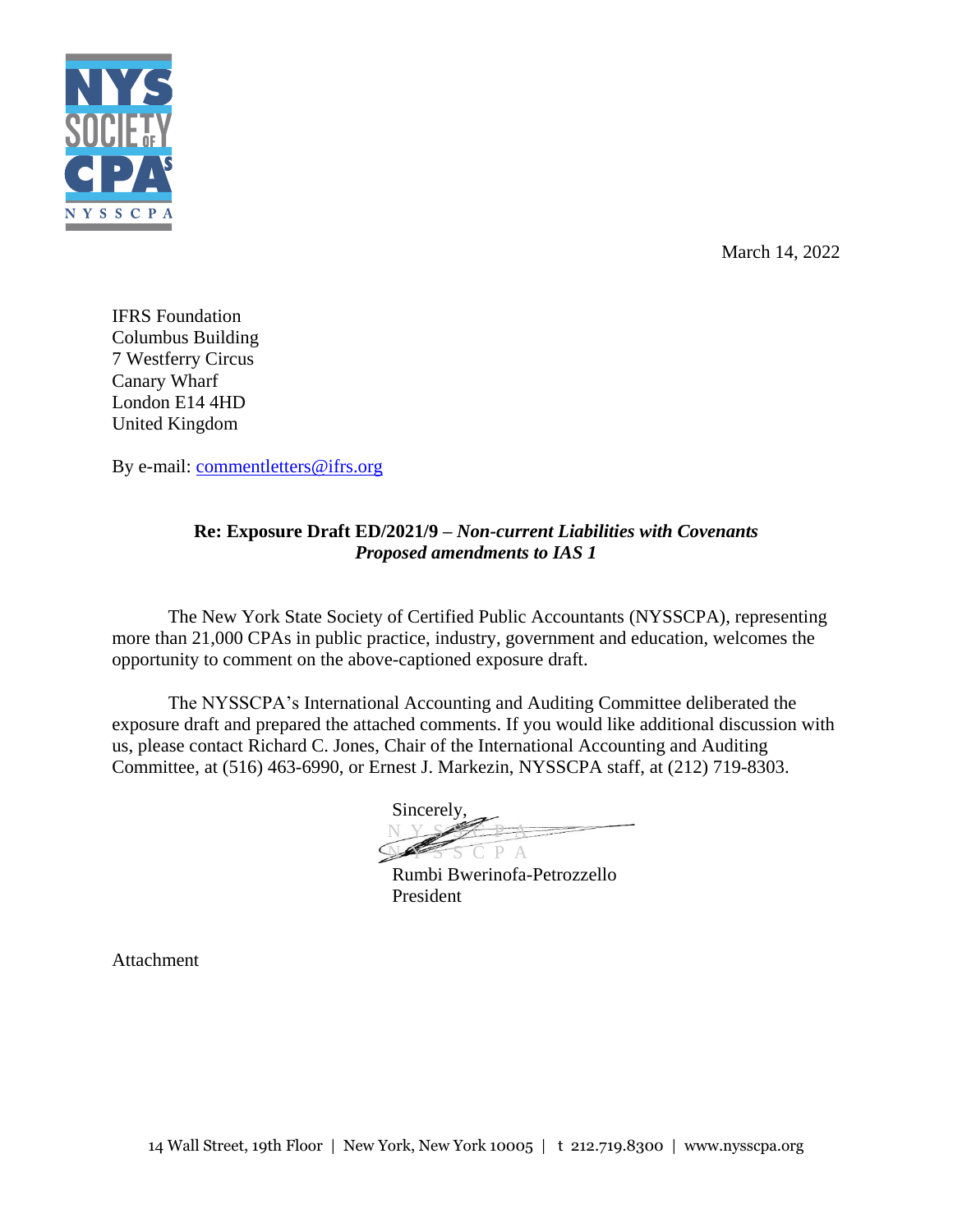March 14, 2022

IFRS Foundation
Columbus Building
7 Westferry Circus
Canary Wharf
London E14 4HD
United Kingdom

By e-mail: commentletters@ifrs.org

**Re: Exposure Draft ED/2021/9 – *Non-current Liabilities with Covenants Proposed amendments to IAS 1***

The New York State Society of Certified Public Accountants (NYSSCPA), representing more than 21,000 CPAs in public practice, industry, government and education, welcomes the opportunity to comment on the above-captioned exposure draft.

The NYSSCPA's International Accounting and Auditing Committee deliberated the exposure draft and prepared the attached comments. If you would like additional discussion with us, please contact Richard C. Jones, Chair of the International Accounting and Auditing Committee, at (516) 463-6990, or Ernest J. Markezin, NYSSCPA staff, at (212) 719-8303.

Sincerely,

Rumbi Bwerinofa-Petrozzello
President

Attachment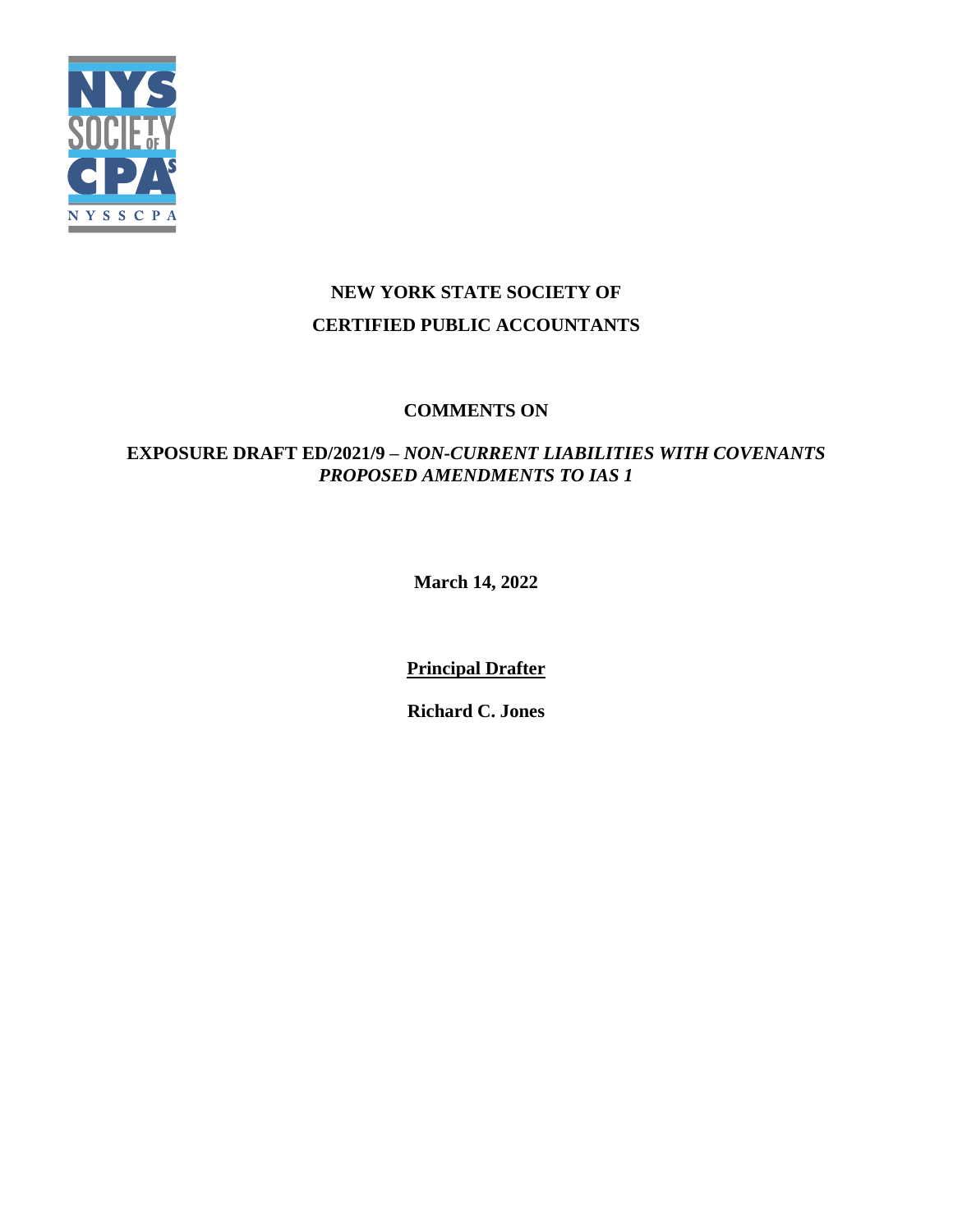**NEW YORK STATE SOCIETY OF**

**CERTIFIED PUBLIC ACCOUNTANTS**

**COMMENTS ON**

**EXPOSURE DRAFT ED/2021/9 –** ***NON-CURRENT LIABILITIES WITH COVENANTS PROPOSED AMENDMENTS TO IAS 1***

**March 14, 2022**

**Principal Drafter**

**Richard C. Jones**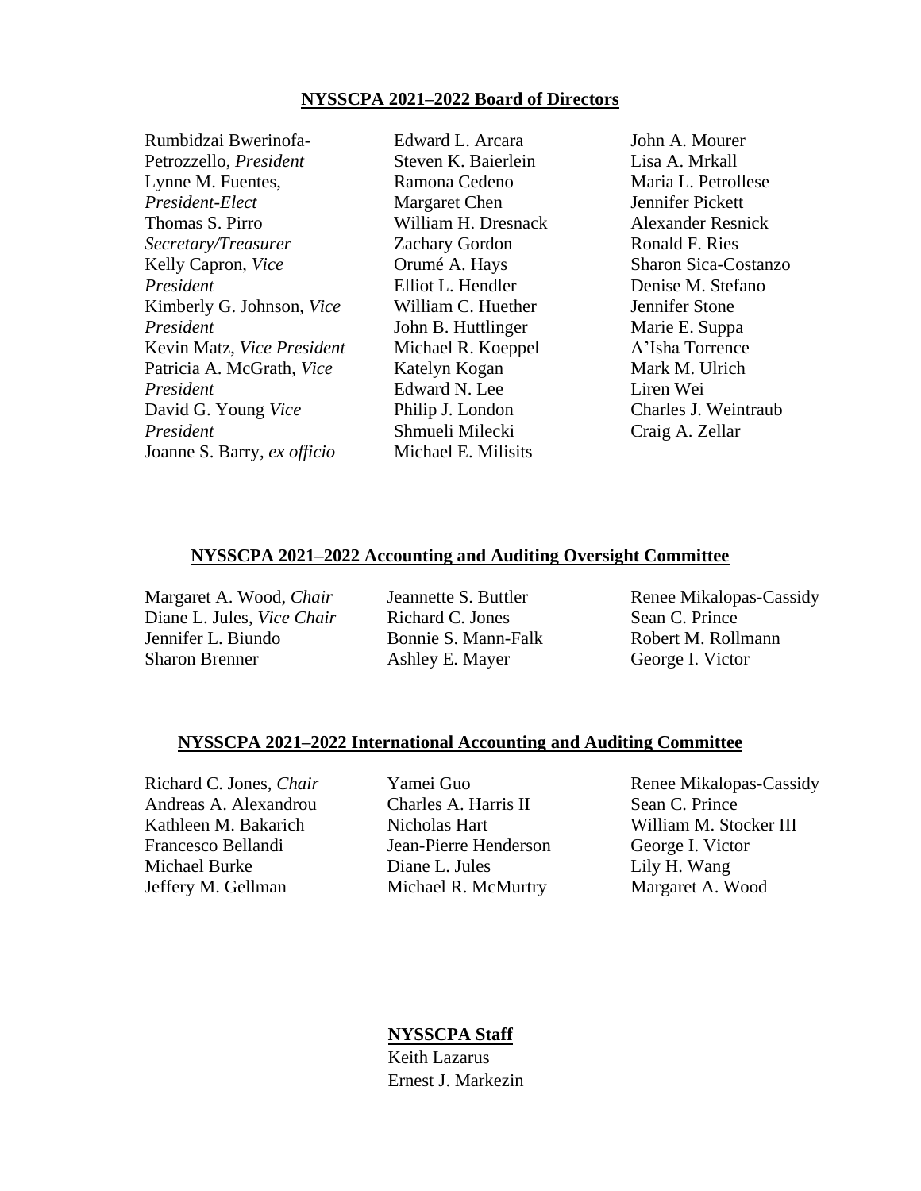## NYSSCPA 2021–2022 Board of Directors

Rumbidzai Bwerinofa-Petrozzello, *President*
Lynne M. Fuentes, *President-Elect*
Thomas S. Pirro *Secretary/Treasurer*
Kelly Capron, *Vice President*
Kimberly G. Johnson, *Vice President*
Kevin Matz, *Vice President*
Patricia A. McGrath, *Vice President*
David G. Young *Vice President*
Joanne S. Barry, *ex officio*
Edward L. Arcara
Steven K. Baierlein
Ramona Cedeno
Margaret Chen
William H. Dresnack
Zachary Gordon
Orumé A. Hays
Elliot L. Hendler
William C. Huether
John B. Huttlinger
Michael R. Koeppel
Katelyn Kogan
Edward N. Lee
Philip J. London
Shmueli Milecki
Michael E. Milisits
John A. Mourer
Lisa A. Mrkall
Maria L. Petrollese
Jennifer Pickett
Alexander Resnick
Ronald F. Ries
Sharon Sica-Costanzo
Denise M. Stefano
Jennifer Stone
Marie E. Suppa
A'Isha Torrence
Mark M. Ulrich
Liren Wei
Charles J. Weintraub
Craig A. Zellar

## NYSSCPA 2021–2022 Accounting and Auditing Oversight Committee

Margaret A. Wood, *Chair*
Diane L. Jules, *Vice Chair*
Jennifer L. Biundo
Sharon Brenner
Jeannette S. Buttler
Richard C. Jones
Bonnie S. Mann-Falk
Ashley E. Mayer
Renee Mikalopas-Cassidy
Sean C. Prince
Robert M. Rollmann
George I. Victor

## NYSSCPA 2021–2022 International Accounting and Auditing Committee

Richard C. Jones, *Chair*
Andreas A. Alexandrou
Kathleen M. Bakarich
Francesco Bellandi
Michael Burke
Jeffery M. Gellman
Yamei Guo
Charles A. Harris II
Nicholas Hart
Jean-Pierre Henderson
Diane L. Jules
Michael R. McMurtry
Renee Mikalopas-Cassidy
Sean C. Prince
William M. Stocker III
George I. Victor
Lily H. Wang
Margaret A. Wood

## NYSSCPA Staff

Keith Lazarus
Ernest J. Markezin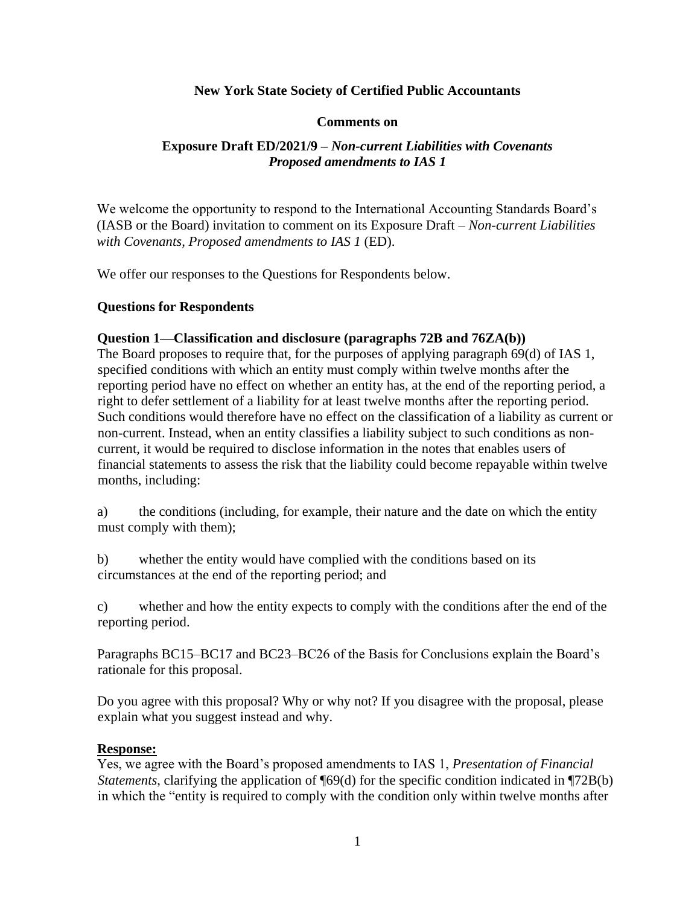**New York State Society of Certified Public Accountants**

**Comments on**

**Exposure Draft ED/2021/9 –** ***Non-current Liabilities with Covenants Proposed amendments to IAS 1***

We welcome the opportunity to respond to the International Accounting Standards Board's (IASB or the Board) invitation to comment on its Exposure Draft – *Non-current Liabilities with Covenants, Proposed amendments to IAS 1* (ED).

We offer our responses to the Questions for Respondents below.

**Questions for Respondents**

**Question 1—Classification and disclosure (paragraphs 72B and 76ZA(b))**

The Board proposes to require that, for the purposes of applying paragraph 69(d) of IAS 1, specified conditions with which an entity must comply within twelve months after the reporting period have no effect on whether an entity has, at the end of the reporting period, a right to defer settlement of a liability for at least twelve months after the reporting period. Such conditions would therefore have no effect on the classification of a liability as current or non-current. Instead, when an entity classifies a liability subject to such conditions as non-current, it would be required to disclose information in the notes that enables users of financial statements to assess the risk that the liability could become repayable within twelve months, including:

a) the conditions (including, for example, their nature and the date on which the entity must comply with them);

b) whether the entity would have complied with the conditions based on its circumstances at the end of the reporting period; and

c) whether and how the entity expects to comply with the conditions after the end of the reporting period.

Paragraphs BC15–BC17 and BC23–BC26 of the Basis for Conclusions explain the Board's rationale for this proposal.

Do you agree with this proposal? Why or why not? If you disagree with the proposal, please explain what you suggest instead and why.

**Response:**

Yes, we agree with the Board's proposed amendments to IAS 1, *Presentation of Financial Statements*, clarifying the application of ¶69(d) for the specific condition indicated in ¶72B(b) in which the "entity is required to comply with the condition only within twelve months after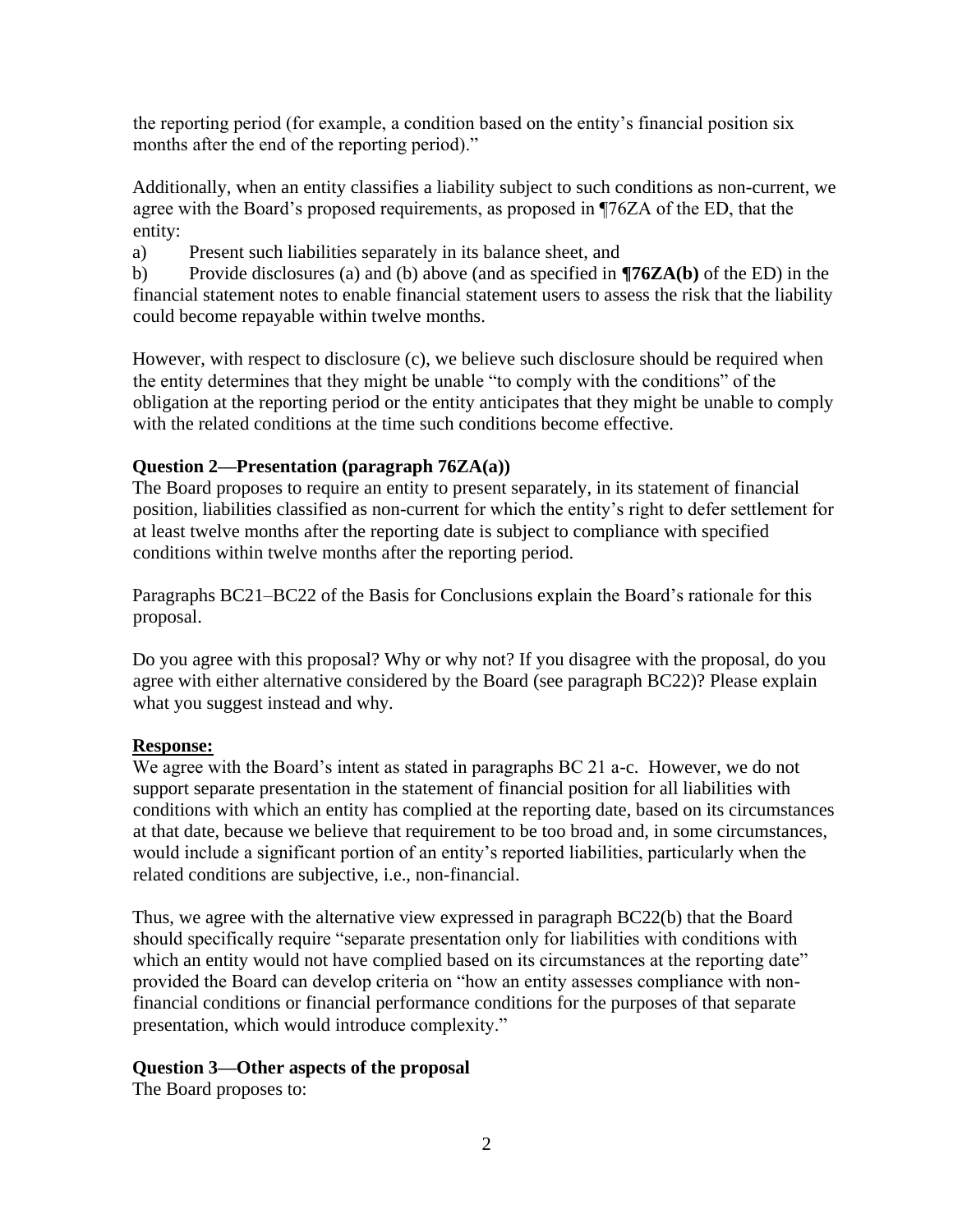the reporting period (for example, a condition based on the entity's financial position six months after the end of the reporting period)."

Additionally, when an entity classifies a liability subject to such conditions as non-current, we agree with the Board's proposed requirements, as proposed in ¶76ZA of the ED, that the entity:

a) Present such liabilities separately in its balance sheet, and

b) Provide disclosures (a) and (b) above (and as specified in **¶76ZA(b)** of the ED) in the financial statement notes to enable financial statement users to assess the risk that the liability could become repayable within twelve months.

However, with respect to disclosure (c), we believe such disclosure should be required when the entity determines that they might be unable "to comply with the conditions" of the obligation at the reporting period or the entity anticipates that they might be unable to comply with the related conditions at the time such conditions become effective.

**Question 2—Presentation (paragraph 76ZA(a))**

The Board proposes to require an entity to present separately, in its statement of financial position, liabilities classified as non-current for which the entity's right to defer settlement for at least twelve months after the reporting date is subject to compliance with specified conditions within twelve months after the reporting period.

Paragraphs BC21–BC22 of the Basis for Conclusions explain the Board's rationale for this proposal.

Do you agree with this proposal? Why or why not? If you disagree with the proposal, do you agree with either alternative considered by the Board (see paragraph BC22)? Please explain what you suggest instead and why.

**Response:**

We agree with the Board's intent as stated in paragraphs BC 21 a-c. However, we do not support separate presentation in the statement of financial position for all liabilities with conditions with which an entity has complied at the reporting date, based on its circumstances at that date, because we believe that requirement to be too broad and, in some circumstances, would include a significant portion of an entity's reported liabilities, particularly when the related conditions are subjective, i.e., non-financial.

Thus, we agree with the alternative view expressed in paragraph BC22(b) that the Board should specifically require "separate presentation only for liabilities with conditions with which an entity would not have complied based on its circumstances at the reporting date" provided the Board can develop criteria on "how an entity assesses compliance with non-financial conditions or financial performance conditions for the purposes of that separate presentation, which would introduce complexity."

**Question 3—Other aspects of the proposal**

The Board proposes to: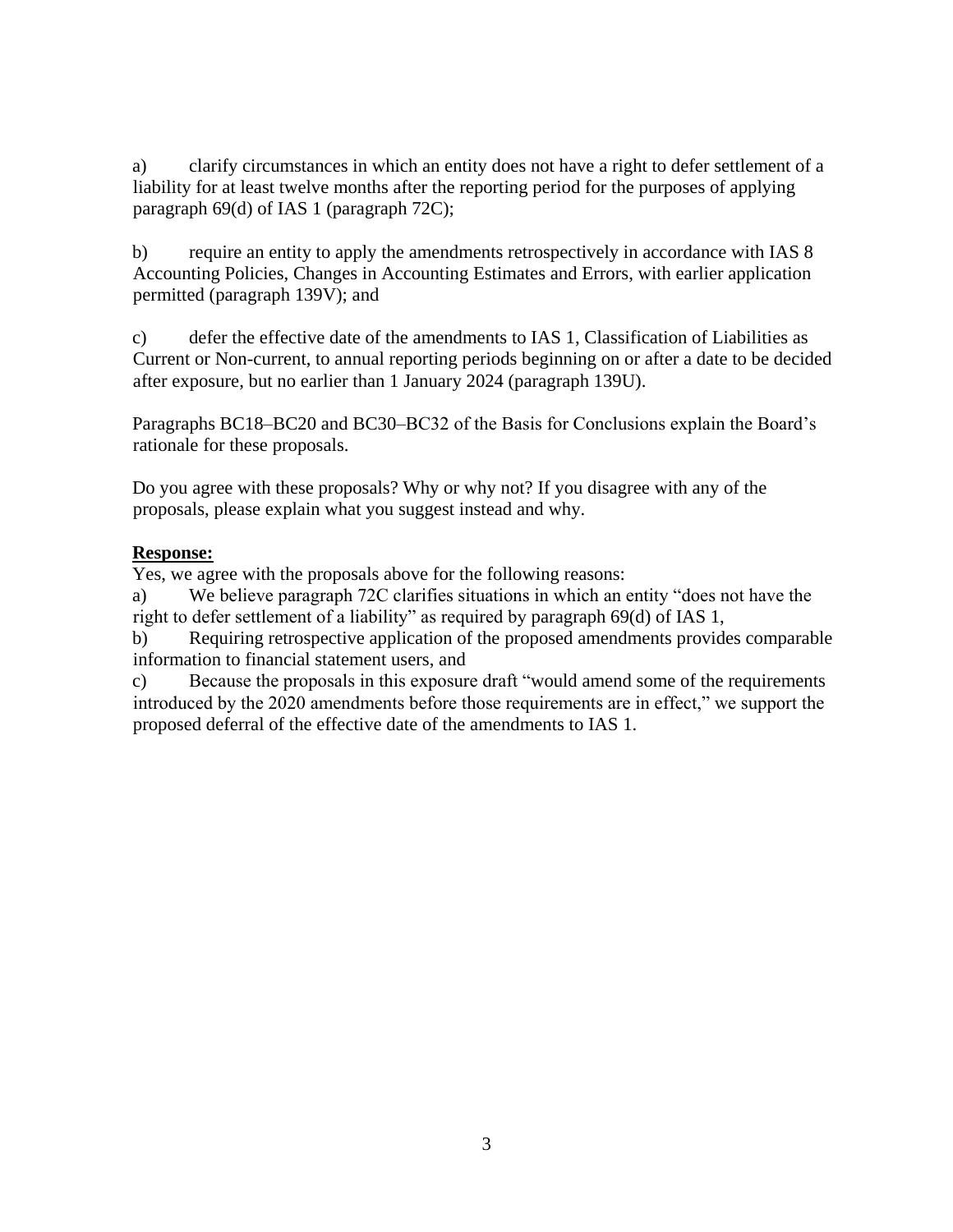a) clarify circumstances in which an entity does not have a right to defer settlement of a liability for at least twelve months after the reporting period for the purposes of applying paragraph 69(d) of IAS 1 (paragraph 72C);

b) require an entity to apply the amendments retrospectively in accordance with IAS 8 Accounting Policies, Changes in Accounting Estimates and Errors, with earlier application permitted (paragraph 139V); and

c) defer the effective date of the amendments to IAS 1, Classification of Liabilities as Current or Non-current, to annual reporting periods beginning on or after a date to be decided after exposure, but no earlier than 1 January 2024 (paragraph 139U).

Paragraphs BC18–BC20 and BC30–BC32 of the Basis for Conclusions explain the Board's rationale for these proposals.

Do you agree with these proposals? Why or why not? If you disagree with any of the proposals, please explain what you suggest instead and why.

**Response:**

Yes, we agree with the proposals above for the following reasons:

a) We believe paragraph 72C clarifies situations in which an entity "does not have the right to defer settlement of a liability" as required by paragraph 69(d) of IAS 1,

b) Requiring retrospective application of the proposed amendments provides comparable information to financial statement users, and

c) Because the proposals in this exposure draft "would amend some of the requirements introduced by the 2020 amendments before those requirements are in effect," we support the proposed deferral of the effective date of the amendments to IAS 1.